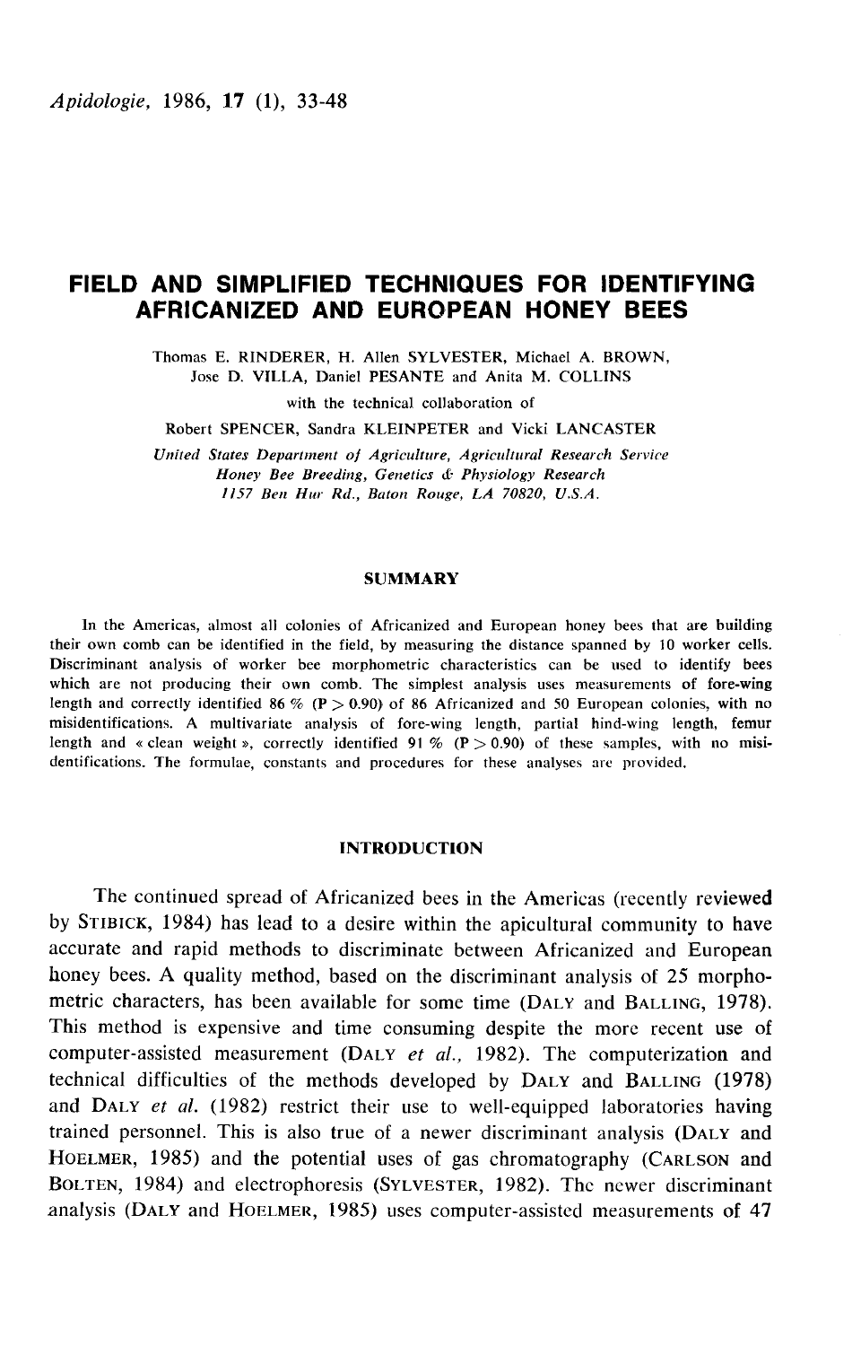*Apidologie*, 1986, **17** (1), 33-48

# FIELD AND SIMPLIFIED TECHNIQUES FOR IDENTIFYING AFRICANIZED AND EUROPEAN HONEY BEES

Thomas E. RINDERER, H. Allen SYLVESTER, Michael A. BROWN, Jose D. VILLA, Daniel PESANTE and Anita M. COLLINS

with the technical collaboration of

Robert SPENCER, Sandra KLEINPETER and Vicki LANCASTER

*United States Department of Agriculture, Agricultural Research Service*
*Honey Bee Breeding, Genetics & Physiology Research*
*1157 Ben Hur Rd., Baton Rouge, LA 70820, U.S.A.*

## SUMMARY

In the Americas, almost all colonies of Africanized and European honey bees that are building their own comb can be identified in the field, by measuring the distance spanned by 10 worker cells. Discriminant analysis of worker bee morphometric characteristics can be used to identify bees which are not producing their own comb. The simplest analysis uses measurements of fore-wing length and correctly identified 86 % ($P > 0.90$) of 86 Africanized and 50 European colonies, with no misidentifications. A multivariate analysis of fore-wing length, partial hind-wing length, femur length and « clean weight », correctly identified 91 % ($P > 0.90$) of these samples, with no misidentifications. The formulae, constants and procedures for these analyses are provided.

## INTRODUCTION

The continued spread of Africanized bees in the Americas (recently reviewed by STIBICK, 1984) has lead to a desire within the apicultural community to have accurate and rapid methods to discriminate between Africanized and European honey bees. A quality method, based on the discriminant analysis of 25 morphometric characters, has been available for some time (DALY and BALLING, 1978). This method is expensive and time consuming despite the more recent use of computer-assisted measurement (DALY *et al.*, 1982). The computerization and technical difficulties of the methods developed by DALY and BALLING (1978) and DALY *et al.* (1982) restrict their use to well-equipped laboratories having trained personnel. This is also true of a newer discriminant analysis (DALY and HOELMER, 1985) and the potential uses of gas chromatography (CARLSON and BOLTEN, 1984) and electrophoresis (SYLVESTER, 1982). The newer discriminant analysis (DALY and HOELMER, 1985) uses computer-assisted measurements of 47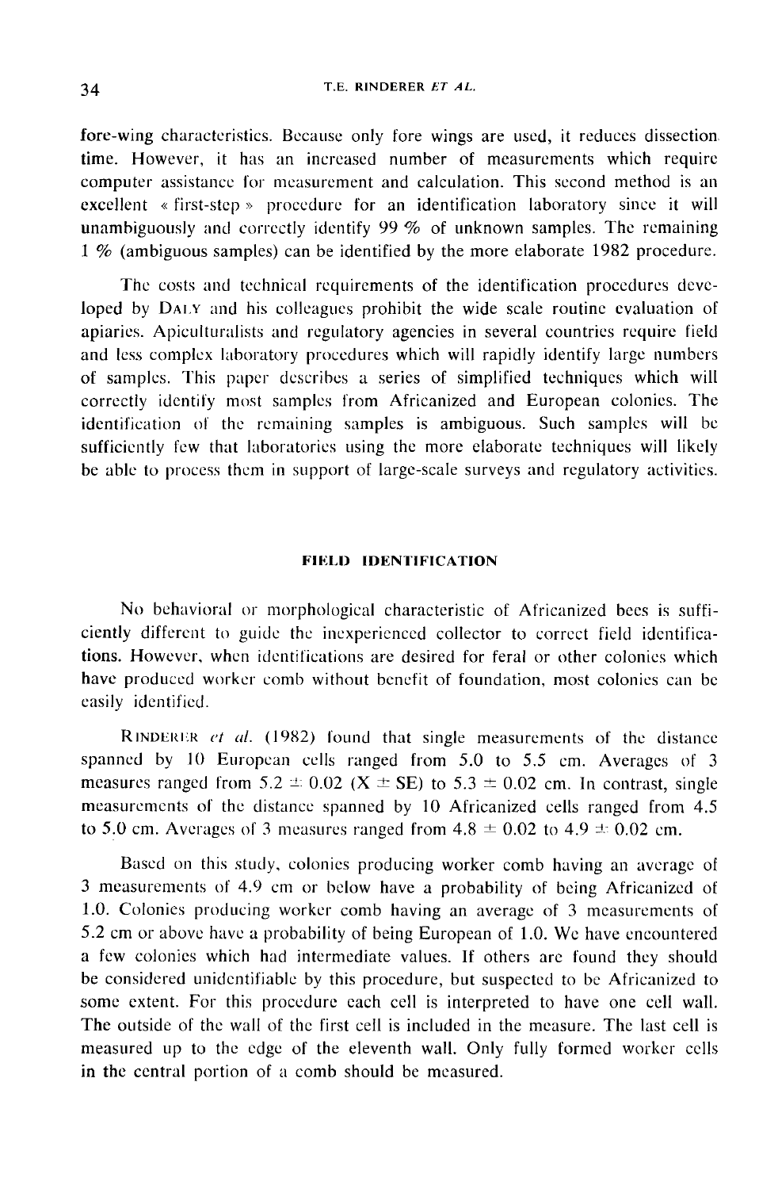fore-wing characteristics. Because only fore wings are used, it reduces dissection time. However, it has an increased number of measurements which require computer assistance for measurement and calculation. This second method is an excellent « first-step » procedure for an identification laboratory since it will unambiguously and correctly identify 99 % of unknown samples. The remaining 1 % (ambiguous samples) can be identified by the more elaborate 1982 procedure.

The costs and technical requirements of the identification procedures developed by DALY and his colleagues prohibit the wide scale routine evaluation of apiaries. Apiculturalists and regulatory agencies in several countries require field and less complex laboratory procedures which will rapidly identify large numbers of samples. This paper describes a series of simplified techniques which will correctly identify most samples from Africanized and European colonies. The identification of the remaining samples is ambiguous. Such samples will be sufficiently few that laboratories using the more elaborate techniques will likely be able to process them in support of large-scale surveys and regulatory activities.

## FIELD IDENTIFICATION

No behavioral or morphological characteristic of Africanized bees is sufficiently different to guide the inexperienced collector to correct field identifications. However, when identifications are desired for feral or other colonies which have produced worker comb without benefit of foundation, most colonies can be easily identified.

RINDERER *et al.* (1982) found that single measurements of the distance spanned by 10 European cells ranged from 5.0 to 5.5 cm. Averages of 3 measures ranged from $5.2 \pm 0.02$ ($\bar{X} \pm SE$) to $5.3 \pm 0.02$ cm. In contrast, single measurements of the distance spanned by 10 Africanized cells ranged from 4.5 to 5.0 cm. Averages of 3 measures ranged from $4.8 \pm 0.02$ to $4.9 \pm 0.02$ cm.

Based on this study, colonies producing worker comb having an average of 3 measurements of 4.9 cm or below have a probability of being Africanized of 1.0. Colonies producing worker comb having an average of 3 measurements of 5.2 cm or above have a probability of being European of 1.0. We have encountered a few colonies which had intermediate values. If others are found they should be considered unidentifiable by this procedure, but suspected to be Africanized to some extent. For this procedure each cell is interpreted to have one cell wall. The outside of the wall of the first cell is included in the measure. The last cell is measured up to the edge of the eleventh wall. Only fully formed worker cells in the central portion of a comb should be measured.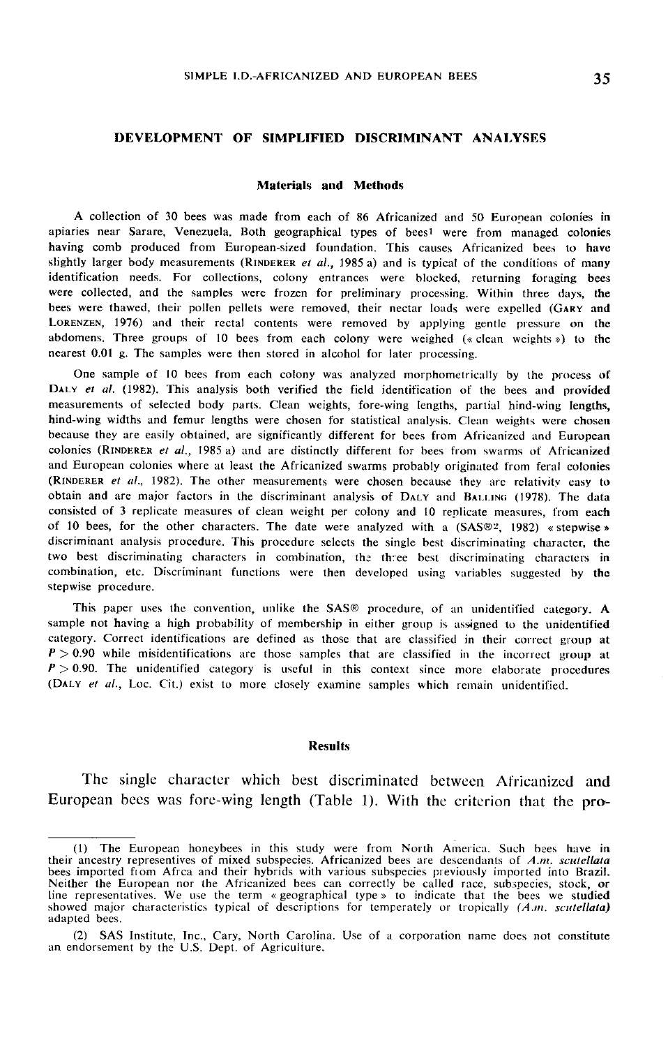## DEVELOPMENT OF SIMPLIFIED DISCRIMINANT ANALYSES

### Materials and Methods

A collection of 30 bees was made from each of 86 Africanized and 50 European colonies in apiaries near Sarare, Venezuela. Both geographical types of bees[1] were from managed colonies having comb produced from European-sized foundation. This causes Africanized bees to have slightly larger body measurements (RINDERER *et al.*, 1985 a) and is typical of the conditions of many identification needs. For collections, colony entrances were blocked, returning foraging bees were collected, and the samples were frozen for preliminary processing. Within three days, the bees were thawed, their pollen pellets were removed, their nectar loads were expelled (GARY and LORENZEN, 1976) and their rectal contents were removed by applying gentle pressure on the abdomens. Three groups of 10 bees from each colony were weighed (« clean weights ») to the nearest 0.01 g. The samples were then stored in alcohol for later processing.

One sample of 10 bees from each colony was analyzed morphometrically by the process of DALY *et al.* (1982). This analysis both verified the field identification of the bees and provided measurements of selected body parts. Clean weights, fore-wing lengths, partial hind-wing lengths, hind-wing widths and femur lengths were chosen for statistical analysis. Clean weights were chosen because they are easily obtained, are significantly different for bees from Africanized and European colonies (RINDERER *et al.*, 1985 a) and are distinctly different for bees from swarms of Africanized and European colonies where at least the Africanized swarms probably originated from feral colonies (RINDERER *et al.*, 1982). The other measurements were chosen because they are relativity easy to obtain and are major factors in the discriminant analysis of DALY and BALLING (1978). The data consisted of 3 replicate measures of clean weight per colony and 10 replicate measures, from each of 10 bees, for the other characters. The date were analyzed with a (SAS®[2], 1982) « stepwise » discriminant analysis procedure. This procedure selects the single best discriminating character, the two best discriminating characters in combination, the three best discriminating characters in combination, etc. Discriminant functions were then developed using variables suggested by the stepwise procedure.

This paper uses the convention, unlike the SAS® procedure, of an unidentified category. A sample not having a high probability of membership in either group is assigned to the unidentified category. Correct identifications are defined as those that are classified in their correct group at $P > 0.90$ while misidentifications are those samples that are classified in the incorrect group at $P > 0.90$. The unidentified category is useful in this context since more elaborate procedures (DALY *et al.*, Loc. Cit.) exist to more closely examine samples which remain unidentified.

### Results

The single character which best discriminated between Africanized and European bees was fore-wing length (Table 1). With the criterion that the pro-

---

(1) The European honeybees in this study were from North America. Such bees have in their ancestry representives of mixed subspecies. Africanized bees are descendants of *A.m. scutellata* bees imported from Afrca and their hybrids with various subspecies previously imported into Brazil. Neither the European nor the Africanized bees can correctly be called race, subspecies, stock, or line representatives. We use the term « geographical type » to indicate that the bees we studied showed major characteristics typical of descriptions for temperately or tropically *(A.m. scutellata)* adapted bees.

(2) SAS Institute, Inc., Cary, North Carolina. Use of a corporation name does not constitute an endorsement by the U.S. Dept. of Agriculture.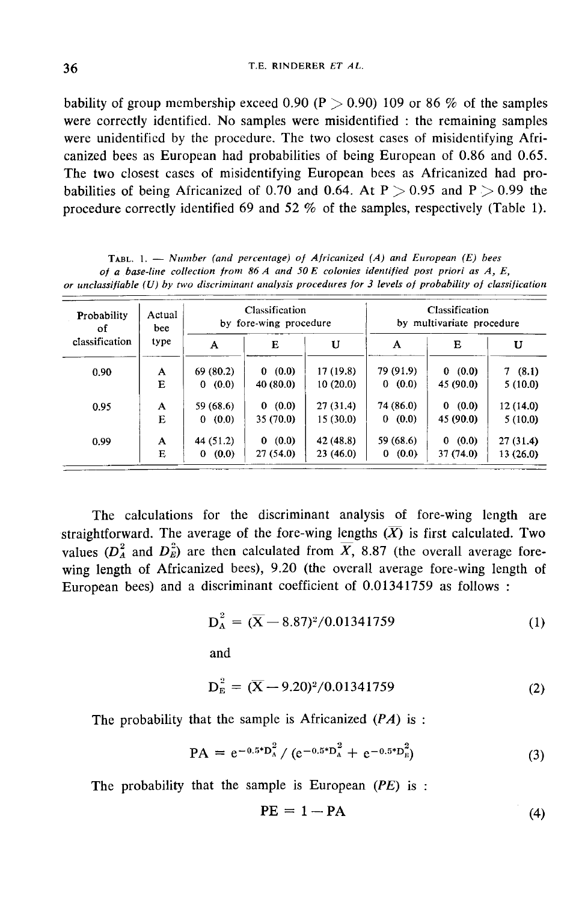bability of group membership exceed 0.90 ($P > 0.90$) 109 or 86 % of the samples were correctly identified. No samples were misidentified : the remaining samples were unidentified by the procedure. The two closest cases of misidentifying Africanized bees as European had probabilities of being European of 0.86 and 0.65. The two closest cases of misidentifying European bees as Africanized had probabilities of being Africanized of 0.70 and 0.64. At $P > 0.95$ and $P > 0.99$ the procedure correctly identified 69 and 52 % of the samples, respectively (Table 1).

TABL. 1. — *Number (and percentage) of Africanized (A) and European (E) bees of a base-line collection from 86 A and 50 E colonies identified post priori as A, E, or unclassifiable (U) by two discriminant analysis procedures for 3 levels of probability of classification*

| Probability of classification | Actual bee type | Classification by fore-wing procedure | | | Classification by multivariate procedure | | |
|---|---|---|---|---|---|---|---|
| | | A | E | U | A | E | U |
| 0.90 | A | 69 (80.2) | 0 (0.0) | 17 (19.8) | 79 (91.9) | 0 (0.0) | 7 (8.1) |
| | E | 0 (0.0) | 40 (80.0) | 10 (20.0) | 0 (0.0) | 45 (90.0) | 5 (10.0) |
| 0.95 | A | 59 (68.6) | 0 (0.0) | 27 (31.4) | 74 (86.0) | 0 (0.0) | 12 (14.0) |
| | E | 0 (0.0) | 35 (70.0) | 15 (30.0) | 0 (0.0) | 45 (90.0) | 5 (10.0) |
| 0.99 | A | 44 (51.2) | 0 (0.0) | 42 (48.8) | 59 (68.6) | 0 (0.0) | 27 (31.4) |
| | E | 0 (0.0) | 27 (54.0) | 23 (46.0) | 0 (0.0) | 37 (74.0) | 13 (26.0) |

The calculations for the discriminant analysis of fore-wing length are straightforward. The average of the fore-wing lengths ($\overline{X}$) is first calculated. Two values ($D_A^2$ and $D_E^2$) are then calculated from $\overline{X}$, 8.87 (the overall average fore-wing length of Africanized bees), 9.20 (the overall average fore-wing length of European bees) and a discriminant coefficient of 0.01341759 as follows :

$$D_A^2 = (\overline{X} - 8.87)^2/0.01341759 \tag{1}$$

and

$$D_E^2 = (\overline{X} - 9.20)^2/0.01341759 \tag{2}$$

The probability that the sample is Africanized ($PA$) is :

$$PA = e^{-0.5*D_A^2} / (e^{-0.5*D_A^2} + e^{-0.5*D_E^2}) \tag{3}$$

The probability that the sample is European ($PE$) is :

$$PE = 1 - PA \tag{4}$$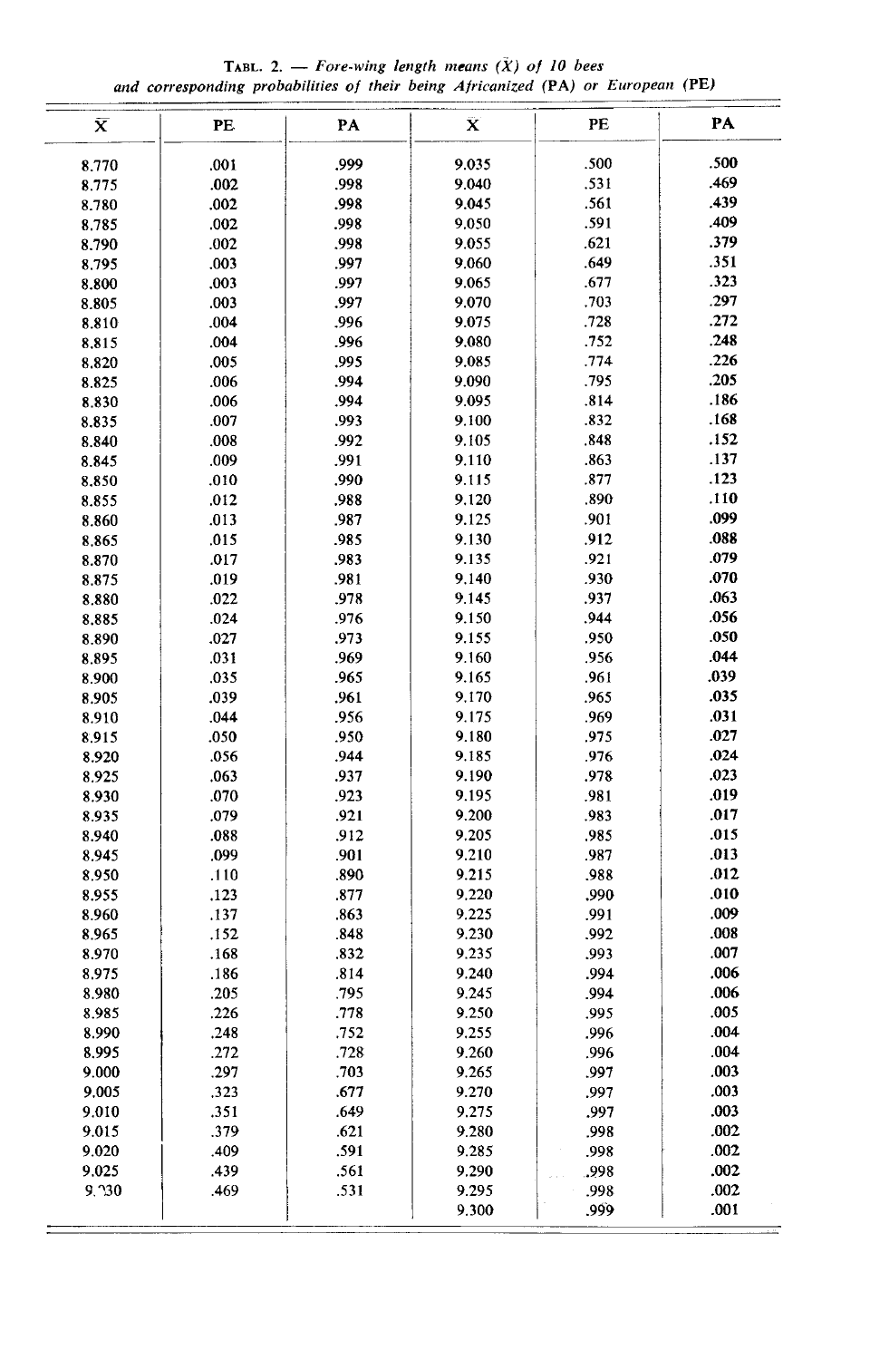TABL. 2. — *Fore-wing length means* ($\bar{X}$) *of 10 bees and corresponding probabilities of their being Africanized* (**PA**) *or European* (**PE**)

| $\bar{X}$ | PE | PA | $\bar{X}$ | PE | PA |
|---|---|---|---|---|---|
| 8.770 | .001 | .999 | 9.035 | .500 | .500 |
| 8.775 | .002 | .998 | 9.040 | .531 | .469 |
| 8.780 | .002 | .998 | 9.045 | .561 | .439 |
| 8.785 | .002 | .998 | 9.050 | .591 | .409 |
| 8.790 | .002 | .998 | 9.055 | .621 | .379 |
| 8.795 | .003 | .997 | 9.060 | .649 | .351 |
| 8.800 | .003 | .997 | 9.065 | .677 | .323 |
| 8.805 | .003 | .997 | 9.070 | .703 | .297 |
| 8.810 | .004 | .996 | 9.075 | .728 | .272 |
| 8.815 | .004 | .996 | 9.080 | .752 | .248 |
| 8.820 | .005 | .995 | 9.085 | .774 | .226 |
| 8.825 | .006 | .994 | 9.090 | .795 | .205 |
| 8.830 | .006 | .994 | 9.095 | .814 | .186 |
| 8.835 | .007 | .993 | 9.100 | .832 | .168 |
| 8.840 | .008 | .992 | 9.105 | .848 | .152 |
| 8.845 | .009 | .991 | 9.110 | .863 | .137 |
| 8.850 | .010 | .990 | 9.115 | .877 | .123 |
| 8.855 | .012 | .988 | 9.120 | .890 | .110 |
| 8.860 | .013 | .987 | 9.125 | .901 | .099 |
| 8.865 | .015 | .985 | 9.130 | .912 | .088 |
| 8.870 | .017 | .983 | 9.135 | .921 | .079 |
| 8.875 | .019 | .981 | 9.140 | .930 | .070 |
| 8.880 | .022 | .978 | 9.145 | .937 | .063 |
| 8.885 | .024 | .976 | 9.150 | .944 | .056 |
| 8.890 | .027 | .973 | 9.155 | .950 | .050 |
| 8.895 | .031 | .969 | 9.160 | .956 | .044 |
| 8.900 | .035 | .965 | 9.165 | .961 | .039 |
| 8.905 | .039 | .961 | 9.170 | .965 | .035 |
| 8.910 | .044 | .956 | 9.175 | .969 | .031 |
| 8.915 | .050 | .950 | 9.180 | .975 | .027 |
| 8.920 | .056 | .944 | 9.185 | .976 | .024 |
| 8.925 | .063 | .937 | 9.190 | .978 | .023 |
| 8.930 | .070 | .923 | 9.195 | .981 | .019 |
| 8.935 | .079 | .921 | 9.200 | .983 | .017 |
| 8.940 | .088 | .912 | 9.205 | .985 | .015 |
| 8.945 | .099 | .901 | 9.210 | .987 | .013 |
| 8.950 | .110 | .890 | 9.215 | .988 | .012 |
| 8.955 | .123 | .877 | 9.220 | .990 | .010 |
| 8.960 | .137 | .863 | 9.225 | .991 | .009 |
| 8.965 | .152 | .848 | 9.230 | .992 | .008 |
| 8.970 | .168 | .832 | 9.235 | .993 | .007 |
| 8.975 | .186 | .814 | 9.240 | .994 | .006 |
| 8.980 | .205 | .795 | 9.245 | .994 | .006 |
| 8.985 | .226 | .778 | 9.250 | .995 | .005 |
| 8.990 | .248 | .752 | 9.255 | .996 | .004 |
| 8.995 | .272 | .728 | 9.260 | .996 | .004 |
| 9.000 | .297 | .703 | 9.265 | .997 | .003 |
| 9.005 | .323 | .677 | 9.270 | .997 | .003 |
| 9.010 | .351 | .649 | 9.275 | .997 | .003 |
| 9.015 | .379 | .621 | 9.280 | .998 | .002 |
| 9.020 | .409 | .591 | 9.285 | .998 | .002 |
| 9.025 | .439 | .561 | 9.290 | .998 | .002 |
| 9.030 | .469 | .531 | 9.295 | .998 | .002 |
| | | | 9.300 | .999 | .001 |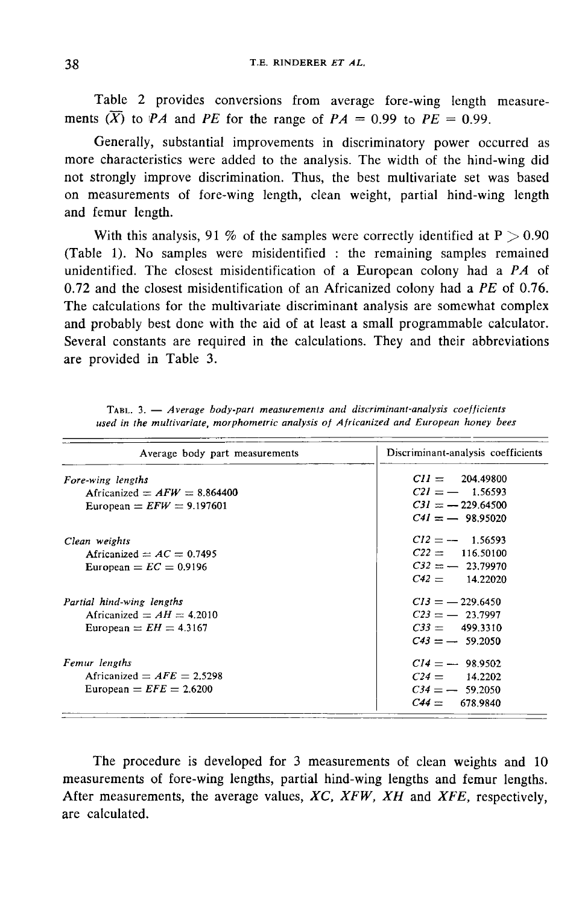Table 2 provides conversions from average fore-wing length measurements ($\overline{X}$) to *PA* and *PE* for the range of *PA* = 0.99 to *PE* = 0.99.

Generally, substantial improvements in discriminatory power occurred as more characteristics were added to the analysis. The width of the hind-wing did not strongly improve discrimination. Thus, the best multivariate set was based on measurements of fore-wing length, clean weight, partial hind-wing length and femur length.

With this analysis, 91 % of the samples were correctly identified at $P > 0.90$ (Table 1). No samples were misidentified : the remaining samples remained unidentified. The closest misidentification of a European colony had a *PA* of 0.72 and the closest misidentification of an Africanized colony had a *PE* of 0.76. The calculations for the multivariate discriminant analysis are somewhat complex and probably best done with the aid of at least a small programmable calculator. Several constants are required in the calculations. They and their abbreviations are provided in Table 3.

TABL. 3. — *Average body-part measurements and discriminant-analysis coefficients used in the multivariate, morphometric analysis of Africanized and European honey bees*

| Average body part measurements | Discriminant-analysis coefficients |
|---|---|
| *Fore-wing lengths* | *C11* = 204.49800 |
| Africanized = *AFW* = 8.864400 | *C21* = — 1.56593 |
| European = *EFW* = 9.197601 | *C31* = — 229.64500 |
| | *C41* = — 98.95020 |
| *Clean weights* | *C12* = — 1.56593 |
| Africanized = *AC* = 0.7495 | *C22* = 116.50100 |
| European = *EC* = 0.9196 | *C32* = — 23.79970 |
| | *C42* = 14.22020 |
| *Partial hind-wing lengths* | *C13* = — 229.6450 |
| Africanized = *AH* = 4.2010 | *C23* = — 23.7997 |
| European = *EH* = 4.3167 | *C33* = 499.3310 |
| | *C43* = — 59.2050 |
| *Femur lengths* | *C14* = — 98.9502 |
| Africanized = *AFE* = 2.5298 | *C24* = 14.2202 |
| European = *EFE* = 2.6200 | *C34* = — 59.2050 |
| | *C44* = 678.9840 |

The procedure is developed for 3 measurements of clean weights and 10 measurements of fore-wing lengths, partial hind-wing lengths and femur lengths. After measurements, the average values, *XC, XFW, XH* and *XFE*, respectively, are calculated.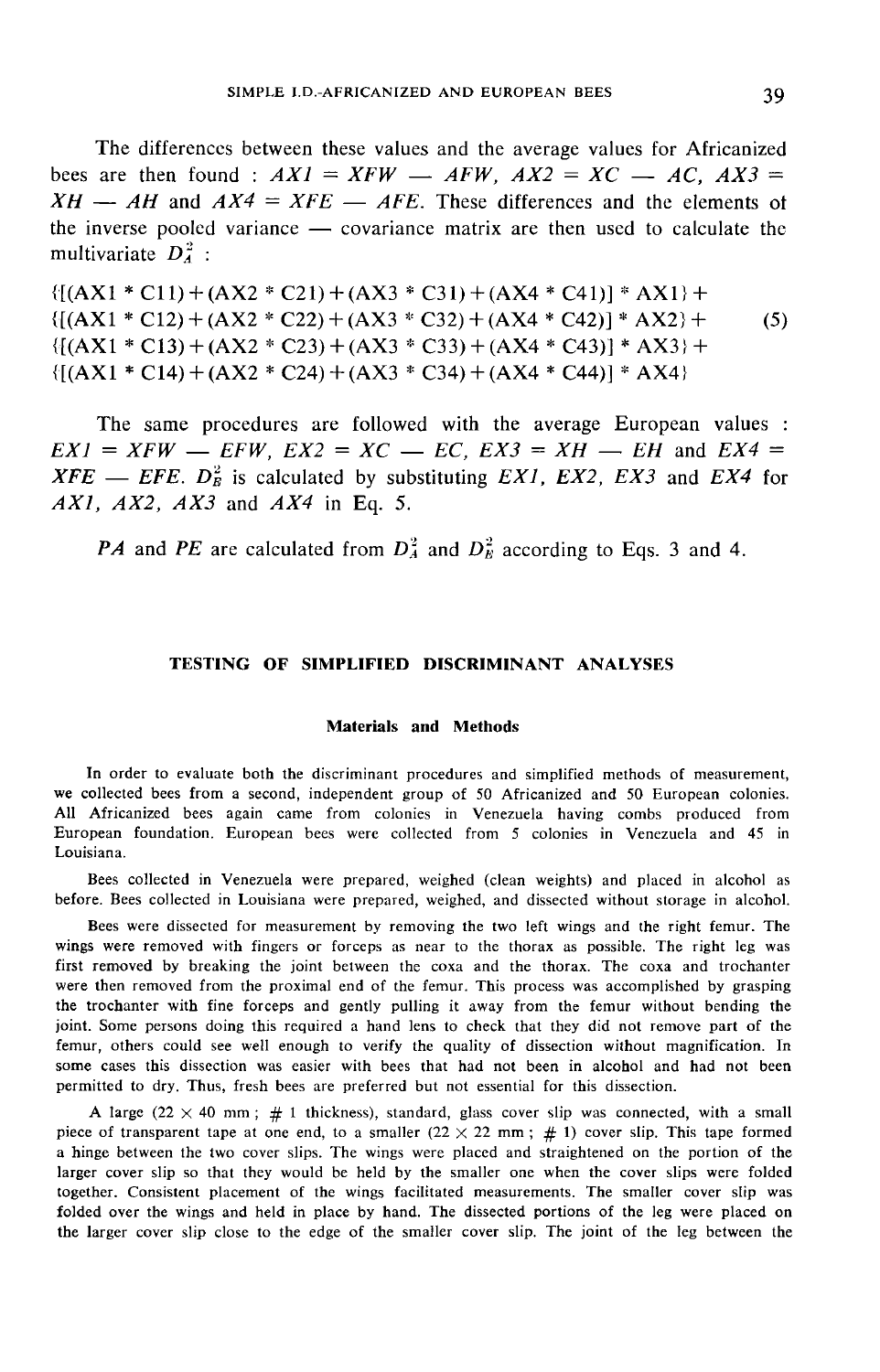The differences between these values and the average values for Africanized bees are then found : $AX1 = XFW - AFW$, $AX2 = XC - AC$, $AX3 = XH - AH$ and $AX4 = XFE - AFE$. These differences and the elements of the inverse pooled variance — covariance matrix are then used to calculate the multivariate $D_A^2$ :

$$
\begin{aligned}
&\{[(AX1 * C11) + (AX2 * C21) + (AX3 * C31) + (AX4 * C41)] * AX1\} + \\
&\{[(AX1 * C12) + (AX2 * C22) + (AX3 * C32) + (AX4 * C42)] * AX2\} + \\
&\{[(AX1 * C13) + (AX2 * C23) + (AX3 * C33) + (AX4 * C43)] * AX3\} + \\
&\{[(AX1 * C14) + (AX2 * C24) + (AX3 * C34) + (AX4 * C44)] * AX4\}
\end{aligned}
\qquad (5)
$$

The same procedures are followed with the average European values : $EX1 = XFW - EFW$, $EX2 = XC - EC$, $EX3 = XH - EH$ and $EX4 = XFE - EFE$. $D_E^2$ is calculated by substituting $EX1$, $EX2$, $EX3$ and $EX4$ for $AX1$, $AX2$, $AX3$ and $AX4$ in Eq. 5.

$PA$ and $PE$ are calculated from $D_A^2$ and $D_E^2$ according to Eqs. 3 and 4.

## TESTING OF SIMPLIFIED DISCRIMINANT ANALYSES

### Materials and Methods

In order to evaluate both the discriminant procedures and simplified methods of measurement, we collected bees from a second, independent group of 50 Africanized and 50 European colonies. All Africanized bees again came from colonies in Venezuela having combs produced from European foundation. European bees were collected from 5 colonies in Venezuela and 45 in Louisiana.

Bees collected in Venezuela were prepared, weighed (clean weights) and placed in alcohol as before. Bees collected in Louisiana were prepared, weighed, and dissected without storage in alcohol.

Bees were dissected for measurement by removing the two left wings and the right femur. The wings were removed with fingers or forceps as near to the thorax as possible. The right leg was first removed by breaking the joint between the coxa and the thorax. The coxa and trochanter were then removed from the proximal end of the femur. This process was accomplished by grasping the trochanter with fine forceps and gently pulling it away from the femur without bending the joint. Some persons doing this required a hand lens to check that they did not remove part of the femur, others could see well enough to verify the quality of dissection without magnification. In some cases this dissection was easier with bees that had not been in alcohol and had not been permitted to dry. Thus, fresh bees are preferred but not essential for this dissection.

A large (22 × 40 mm ; # 1 thickness), standard, glass cover slip was connected, with a small piece of transparent tape at one end, to a smaller (22 × 22 mm ; # 1) cover slip. This tape formed a hinge between the two cover slips. The wings were placed and straightened on the portion of the larger cover slip so that they would be held by the smaller one when the cover slips were folded together. Consistent placement of the wings facilitated measurements. The smaller cover slip was folded over the wings and held in place by hand. The dissected portions of the leg were placed on the larger cover slip close to the edge of the smaller cover slip. The joint of the leg between the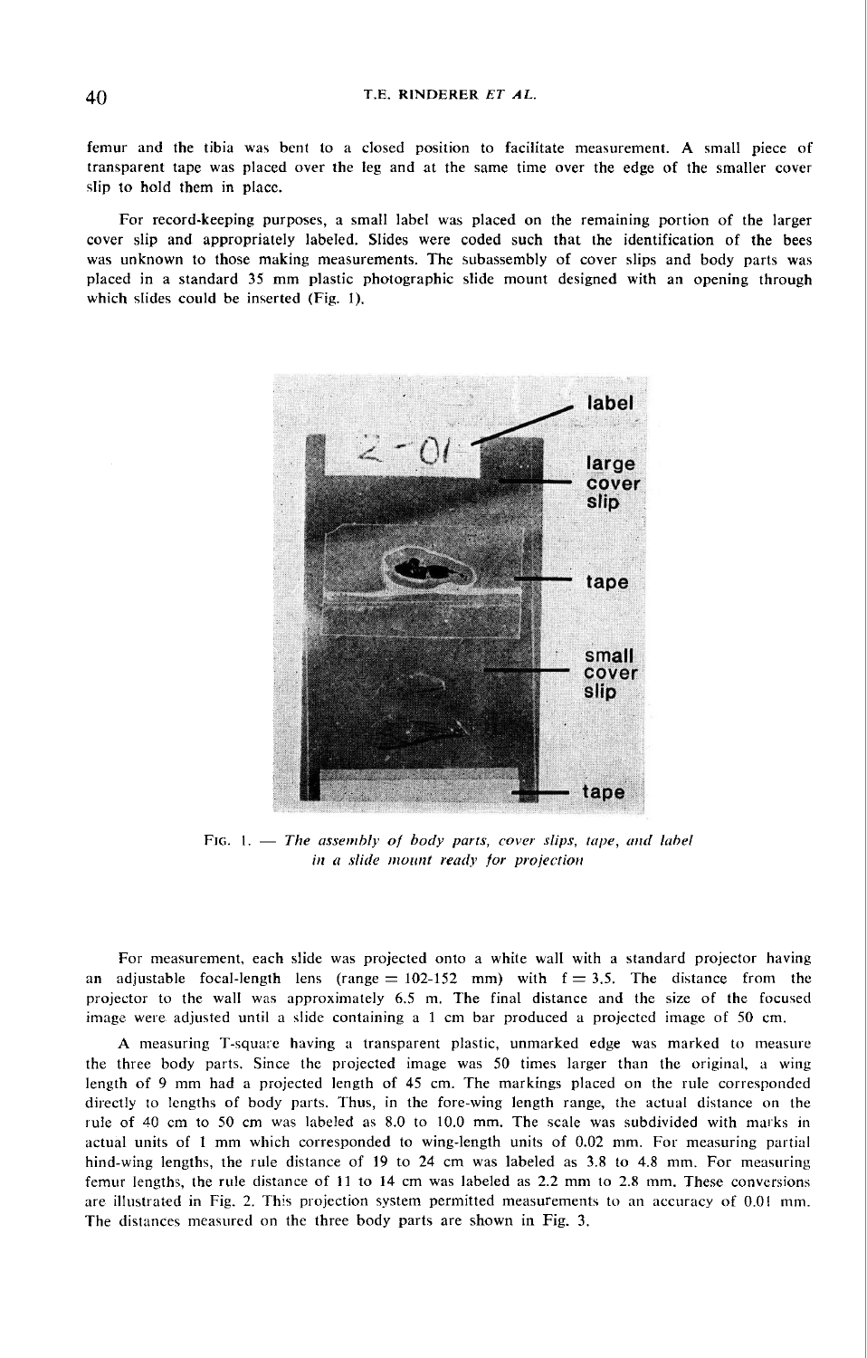femur and the tibia was bent to a closed position to facilitate measurement. A small piece of transparent tape was placed over the leg and at the same time over the edge of the smaller cover slip to hold them in place.

For record-keeping purposes, a small label was placed on the remaining portion of the larger cover slip and appropriately labeled. Slides were coded such that the identification of the bees was unknown to those making measurements. The subassembly of cover slips and body parts was placed in a standard 35 mm plastic photographic slide mount designed with an opening through which slides could be inserted (Fig. 1).

FIG. 1. — *The assembly of body parts, cover slips, tape, and label in a slide mount ready for projection*

For measurement, each slide was projected onto a white wall with a standard projector having an adjustable focal-length lens (range = 102-152 mm) with f = 3.5. The distance from the projector to the wall was approximately 6.5 m. The final distance and the size of the focused image were adjusted until a slide containing a 1 cm bar produced a projected image of 50 cm.

A measuring T-square having a transparent plastic, unmarked edge was marked to measure the three body parts. Since the projected image was 50 times larger than the original, a wing length of 9 mm had a projected length of 45 cm. The markings placed on the rule corresponded directly to lengths of body parts. Thus, in the fore-wing length range, the actual distance on the rule of 40 cm to 50 cm was labeled as 8.0 to 10.0 mm. The scale was subdivided with marks in actual units of 1 mm which corresponded to wing-length units of 0.02 mm. For measuring partial hind-wing lengths, the rule distance of 19 to 24 cm was labeled as 3.8 to 4.8 mm. For measuring femur lengths, the rule distance of 11 to 14 cm was labeled as 2.2 mm to 2.8 mm. These conversions are illustrated in Fig. 2. This projection system permitted measurements to an accuracy of 0.01 mm. The distances measured on the three body parts are shown in Fig. 3.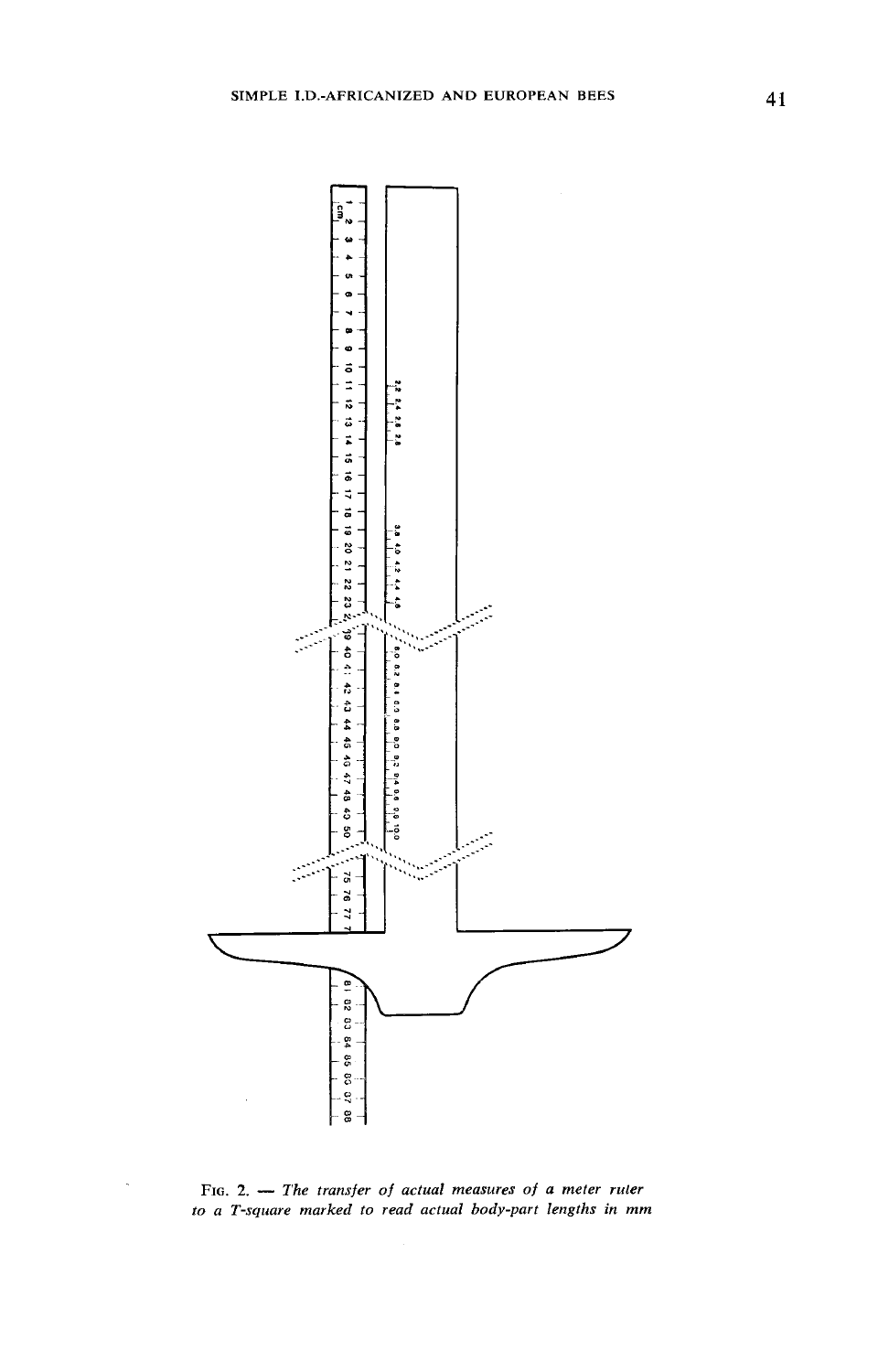FIG. 2. — *The transfer of actual measures of a meter ruler to a T-square marked to read actual body-part lengths in mm*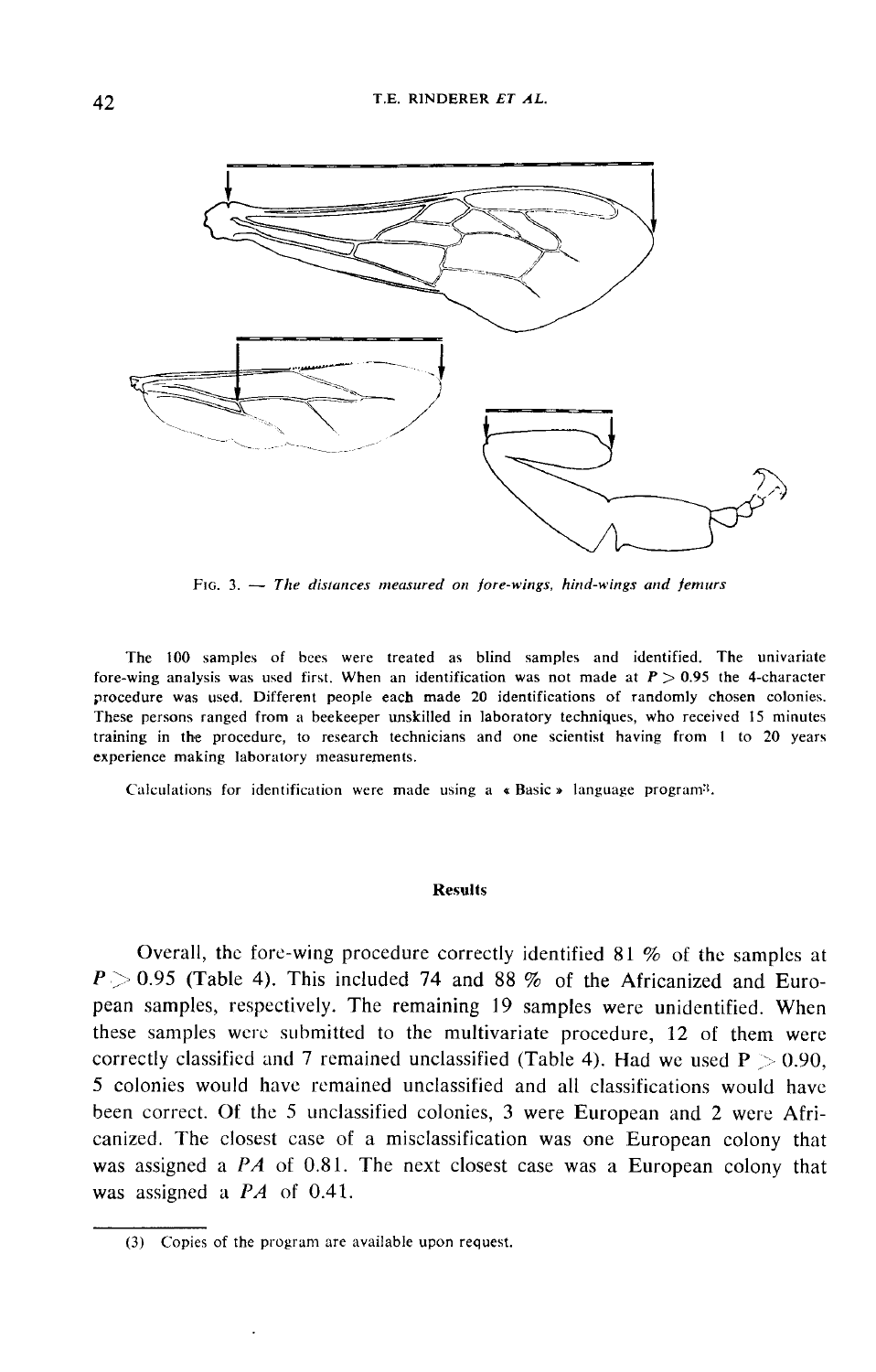FIG. 3. — *The distances measured on fore-wings, hind-wings and femurs*

The 100 samples of bees were treated as blind samples and identified. The univariate fore-wing analysis was used first. When an identification was not made at $P > 0.95$ the 4-character procedure was used. Different people each made 20 identifications of randomly chosen colonies. These persons ranged from a beekeeper unskilled in laboratory techniques, who received 15 minutes training in the procedure, to research technicians and one scientist having from 1 to 20 years experience making laboratory measurements.

Calculations for identification were made using a « Basic » language program[3].

## Results

Overall, the fore-wing procedure correctly identified 81 % of the samples at $P > 0.95$ (Table 4). This included 74 and 88 % of the Africanized and European samples, respectively. The remaining 19 samples were unidentified. When these samples were submitted to the multivariate procedure, 12 of them were correctly classified and 7 remained unclassified (Table 4). Had we used $P > 0.90$, 5 colonies would have remained unclassified and all classifications would have been correct. Of the 5 unclassified colonies, 3 were European and 2 were Africanized. The closest case of a misclassification was one European colony that was assigned a *PA* of 0.81. The next closest case was a European colony that was assigned a *PA* of 0.41.

---

(3) Copies of the program are available upon request.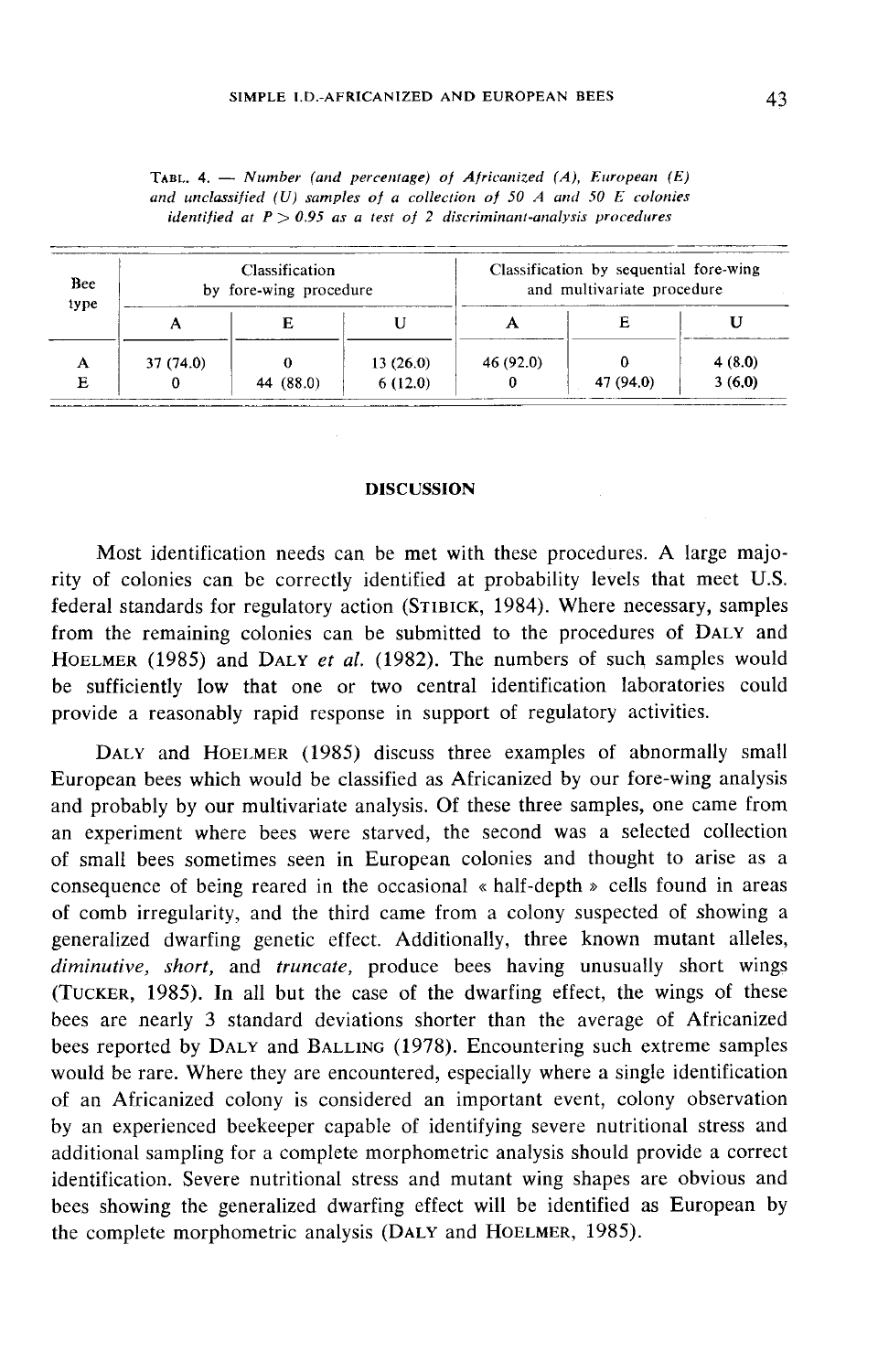TABL. 4. — *Number (and percentage) of Africanized (A), European (E) and unclassified (U) samples of a collection of 50 A and 50 E colonies identified at $P > 0.95$ as a test of 2 discriminant-analysis procedures*

| Bee type | Classification by fore-wing procedure | | | Classification by sequential fore-wing and multivariate procedure | | |
|---|---|---|---|---|---|---|
| | A | E | U | A | E | U |
| A | 37 (74.0) | 0 | 13 (26.0) | 46 (92.0) | 0 | 4 (8.0) |
| E | 0 | 44 (88.0) | 6 (12.0) | 0 | 47 (94.0) | 3 (6.0) |

## DISCUSSION

Most identification needs can be met with these procedures. A large majority of colonies can be correctly identified at probability levels that meet U.S. federal standards for regulatory action (STIBICK, 1984). Where necessary, samples from the remaining colonies can be submitted to the procedures of DALY and HOELMER (1985) and DALY *et al.* (1982). The numbers of such samples would be sufficiently low that one or two central identification laboratories could provide a reasonably rapid response in support of regulatory activities.

DALY and HOELMER (1985) discuss three examples of abnormally small European bees which would be classified as Africanized by our fore-wing analysis and probably by our multivariate analysis. Of these three samples, one came from an experiment where bees were starved, the second was a selected collection of small bees sometimes seen in European colonies and thought to arise as a consequence of being reared in the occasional « half-depth » cells found in areas of comb irregularity, and the third came from a colony suspected of showing a generalized dwarfing genetic effect. Additionally, three known mutant alleles, *diminutive, short,* and *truncate,* produce bees having unusually short wings (TUCKER, 1985). In all but the case of the dwarfing effect, the wings of these bees are nearly 3 standard deviations shorter than the average of Africanized bees reported by DALY and BALLING (1978). Encountering such extreme samples would be rare. Where they are encountered, especially where a single identification of an Africanized colony is considered an important event, colony observation by an experienced beekeeper capable of identifying severe nutritional stress and additional sampling for a complete morphometric analysis should provide a correct identification. Severe nutritional stress and mutant wing shapes are obvious and bees showing the generalized dwarfing effect will be identified as European by the complete morphometric analysis (DALY and HOELMER, 1985).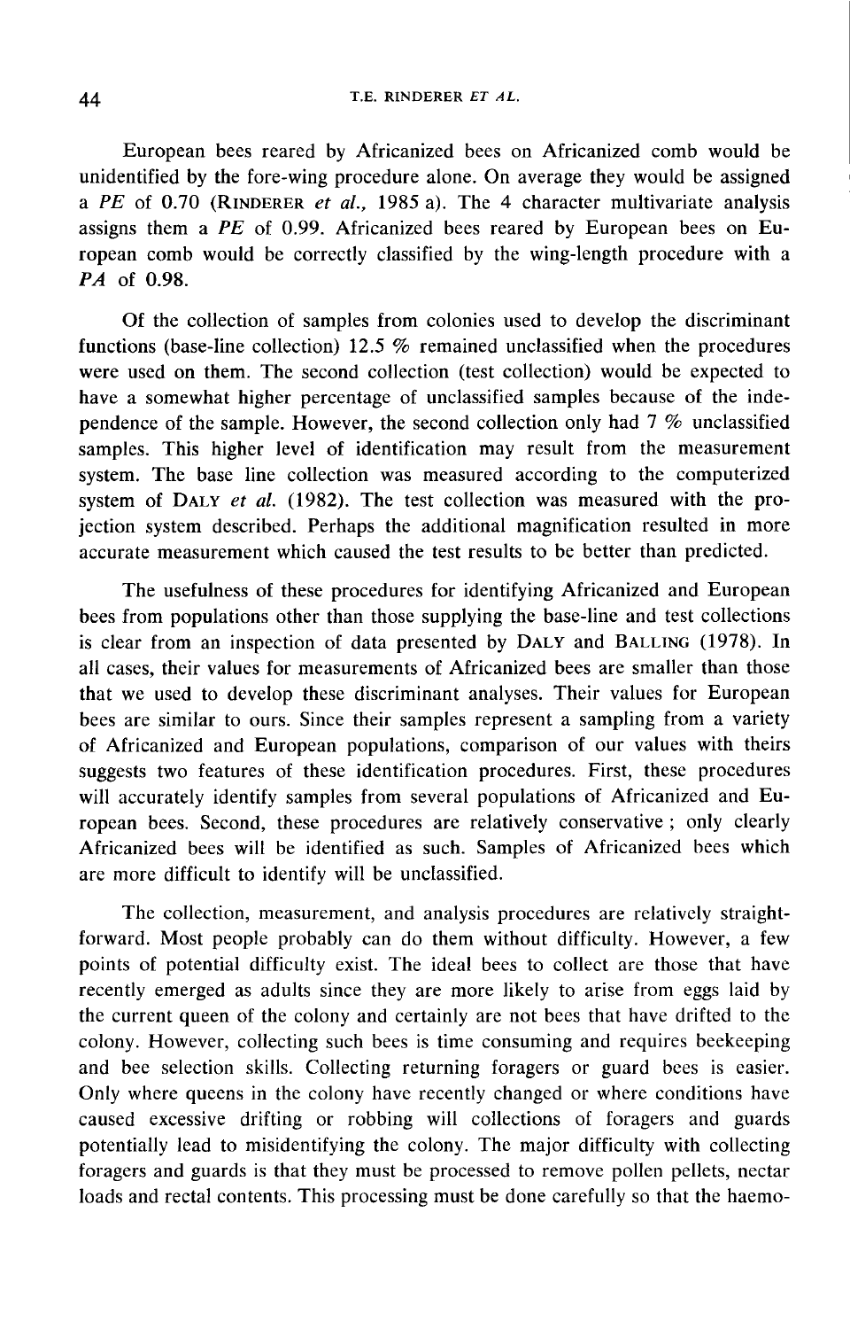European bees reared by Africanized bees on Africanized comb would be unidentified by the fore-wing procedure alone. On average they would be assigned a *PE* of 0.70 (RINDERER *et al.,* 1985 a). The 4 character multivariate analysis assigns them a *PE* of 0.99. Africanized bees reared by European bees on European comb would be correctly classified by the wing-length procedure with a *PA* of 0.98.

Of the collection of samples from colonies used to develop the discriminant functions (base-line collection) 12.5 % remained unclassified when the procedures were used on them. The second collection (test collection) would be expected to have a somewhat higher percentage of unclassified samples because of the independence of the sample. However, the second collection only had 7 % unclassified samples. This higher level of identification may result from the measurement system. The base line collection was measured according to the computerized system of DALY *et al.* (1982). The test collection was measured with the projection system described. Perhaps the additional magnification resulted in more accurate measurement which caused the test results to be better than predicted.

The usefulness of these procedures for identifying Africanized and European bees from populations other than those supplying the base-line and test collections is clear from an inspection of data presented by DALY and BALLING (1978). In all cases, their values for measurements of Africanized bees are smaller than those that we used to develop these discriminant analyses. Their values for European bees are similar to ours. Since their samples represent a sampling from a variety of Africanized and European populations, comparison of our values with theirs suggests two features of these identification procedures. First, these procedures will accurately identify samples from several populations of Africanized and European bees. Second, these procedures are relatively conservative ; only clearly Africanized bees will be identified as such. Samples of Africanized bees which are more difficult to identify will be unclassified.

The collection, measurement, and analysis procedures are relatively straightforward. Most people probably can do them without difficulty. However, a few points of potential difficulty exist. The ideal bees to collect are those that have recently emerged as adults since they are more likely to arise from eggs laid by the current queen of the colony and certainly are not bees that have drifted to the colony. However, collecting such bees is time consuming and requires beekeeping and bee selection skills. Collecting returning foragers or guard bees is easier. Only where queens in the colony have recently changed or where conditions have caused excessive drifting or robbing will collections of foragers and guards potentially lead to misidentifying the colony. The major difficulty with collecting foragers and guards is that they must be processed to remove pollen pellets, nectar loads and rectal contents. This processing must be done carefully so that the haemo-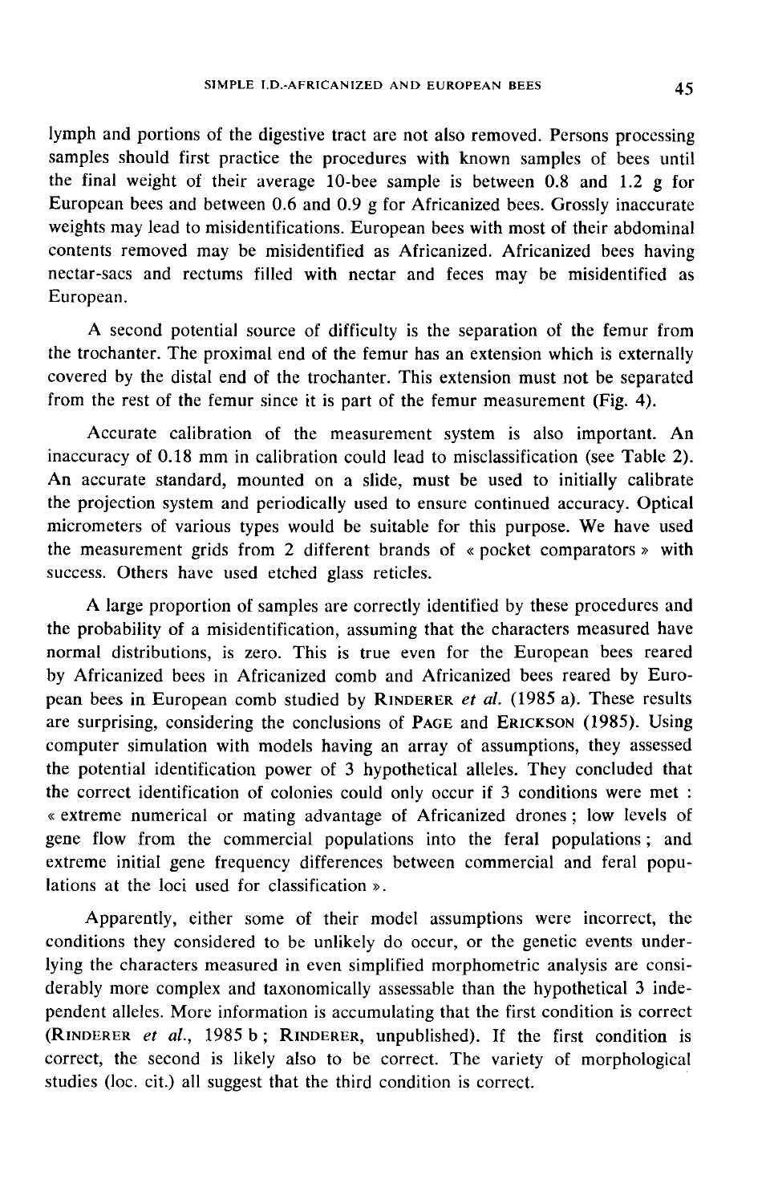lymph and portions of the digestive tract are not also removed. Persons processing samples should first practice the procedures with known samples of bees until the final weight of their average 10-bee sample is between 0.8 and 1.2 g for European bees and between 0.6 and 0.9 g for Africanized bees. Grossly inaccurate weights may lead to misidentifications. European bees with most of their abdominal contents removed may be misidentified as Africanized. Africanized bees having nectar-sacs and rectums filled with nectar and feces may be misidentified as European.

A second potential source of difficulty is the separation of the femur from the trochanter. The proximal end of the femur has an extension which is externally covered by the distal end of the trochanter. This extension must not be separated from the rest of the femur since it is part of the femur measurement (Fig. 4).

Accurate calibration of the measurement system is also important. An inaccuracy of 0.18 mm in calibration could lead to misclassification (see Table 2). An accurate standard, mounted on a slide, must be used to initially calibrate the projection system and periodically used to ensure continued accuracy. Optical micrometers of various types would be suitable for this purpose. We have used the measurement grids from 2 different brands of « pocket comparators » with success. Others have used etched glass reticles.

A large proportion of samples are correctly identified by these procedures and the probability of a misidentification, assuming that the characters measured have normal distributions, is zero. This is true even for the European bees reared by Africanized bees in Africanized comb and Africanized bees reared by European bees in European comb studied by RINDERER *et al.* (1985 a). These results are surprising, considering the conclusions of PAGE and ERICKSON (1985). Using computer simulation with models having an array of assumptions, they assessed the potential identification power of 3 hypothetical alleles. They concluded that the correct identification of colonies could only occur if 3 conditions were met : « extreme numerical or mating advantage of Africanized drones ; low levels of gene flow from the commercial populations into the feral populations ; and extreme initial gene frequency differences between commercial and feral populations at the loci used for classification ».

Apparently, either some of their model assumptions were incorrect, the conditions they considered to be unlikely do occur, or the genetic events underlying the characters measured in even simplified morphometric analysis are considerably more complex and taxonomically assessable than the hypothetical 3 independent alleles. More information is accumulating that the first condition is correct (RINDERER *et al.*, 1985 b ; RINDERER, unpublished). If the first condition is correct, the second is likely also to be correct. The variety of morphological studies (loc. cit.) all suggest that the third condition is correct.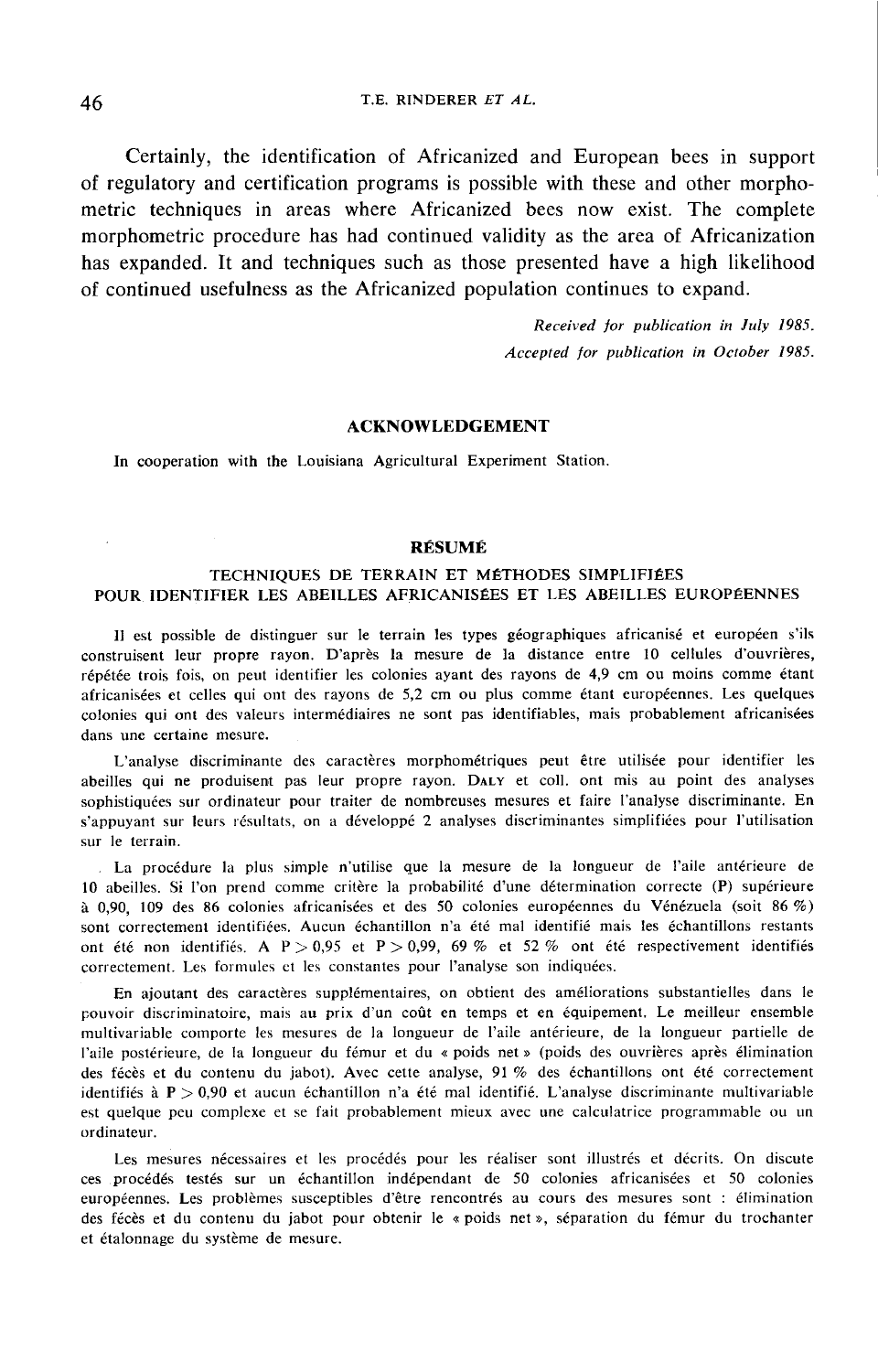Certainly, the identification of Africanized and European bees in support of regulatory and certification programs is possible with these and other morphometric techniques in areas where Africanized bees now exist. The complete morphometric procedure has had continued validity as the area of Africanization has expanded. It and techniques such as those presented have a high likelihood of continued usefulness as the Africanized population continues to expand.

*Received for publication in July 1985.*
*Accepted for publication in October 1985.*

## ACKNOWLEDGEMENT

In cooperation with the Louisiana Agricultural Experiment Station.

## RÉSUMÉ

### TECHNIQUES DE TERRAIN ET MÉTHODES SIMPLIFIÉES POUR IDENTIFIER LES ABEILLES AFRICANISÉES ET LES ABEILLES EUROPÉENNES

Il est possible de distinguer sur le terrain les types géographiques africanisé et européen s'ils construisent leur propre rayon. D'après la mesure de la distance entre 10 cellules d'ouvrières, répétée trois fois, on peut identifier les colonies ayant des rayons de 4,9 cm ou moins comme étant africanisées et celles qui ont des rayons de 5,2 cm ou plus comme étant européennes. Les quelques colonies qui ont des valeurs intermédiaires ne sont pas identifiables, mais probablement africanisées dans une certaine mesure.

L'analyse discriminante des caractères morphométriques peut être utilisée pour identifier les abeilles qui ne produisent pas leur propre rayon. DALY et coll. ont mis au point des analyses sophistiquées sur ordinateur pour traiter de nombreuses mesures et faire l'analyse discriminante. En s'appuyant sur leurs résultats, on a développé 2 analyses discriminantes simplifiées pour l'utilisation sur le terrain.

La procédure la plus simple n'utilise que la mesure de la longueur de l'aile antérieure de 10 abeilles. Si l'on prend comme critère la probabilité d'une détermination correcte (P) supérieure à 0,90, 109 des 86 colonies africanisées et des 50 colonies européennes du Vénézuela (soit 86 %) sont correctement identifiées. Aucun échantillon n'a été mal identifié mais les échantillons restants ont été non identifiés. A $P > 0,95$ et $P > 0,99$, 69 % et 52 % ont été respectivement identifiés correctement. Les formules et les constantes pour l'analyse son indiquées.

En ajoutant des caractères supplémentaires, on obtient des améliorations substantielles dans le pouvoir discriminatoire, mais au prix d'un coût en temps et en équipement. Le meilleur ensemble multivariable comporte les mesures de la longueur de l'aile antérieure, de la longueur partielle de l'aile postérieure, de la longueur du fémur et du « poids net » (poids des ouvrières après élimination des fécès et du contenu du jabot). Avec cette analyse, 91 % des échantillons ont été correctement identifiés à $P > 0,90$ et aucun échantillon n'a été mal identifié. L'analyse discriminante multivariable est quelque peu complexe et se fait probablement mieux avec une calculatrice programmable ou un ordinateur.

Les mesures nécessaires et les procédés pour les réaliser sont illustrés et décrits. On discute ces procédés testés sur un échantillon indépendant de 50 colonies africanisées et 50 colonies européennes. Les problèmes susceptibles d'être rencontrés au cours des mesures sont : élimination des fécès et du contenu du jabot pour obtenir le « poids net », séparation du fémur du trochanter et étalonnage du système de mesure.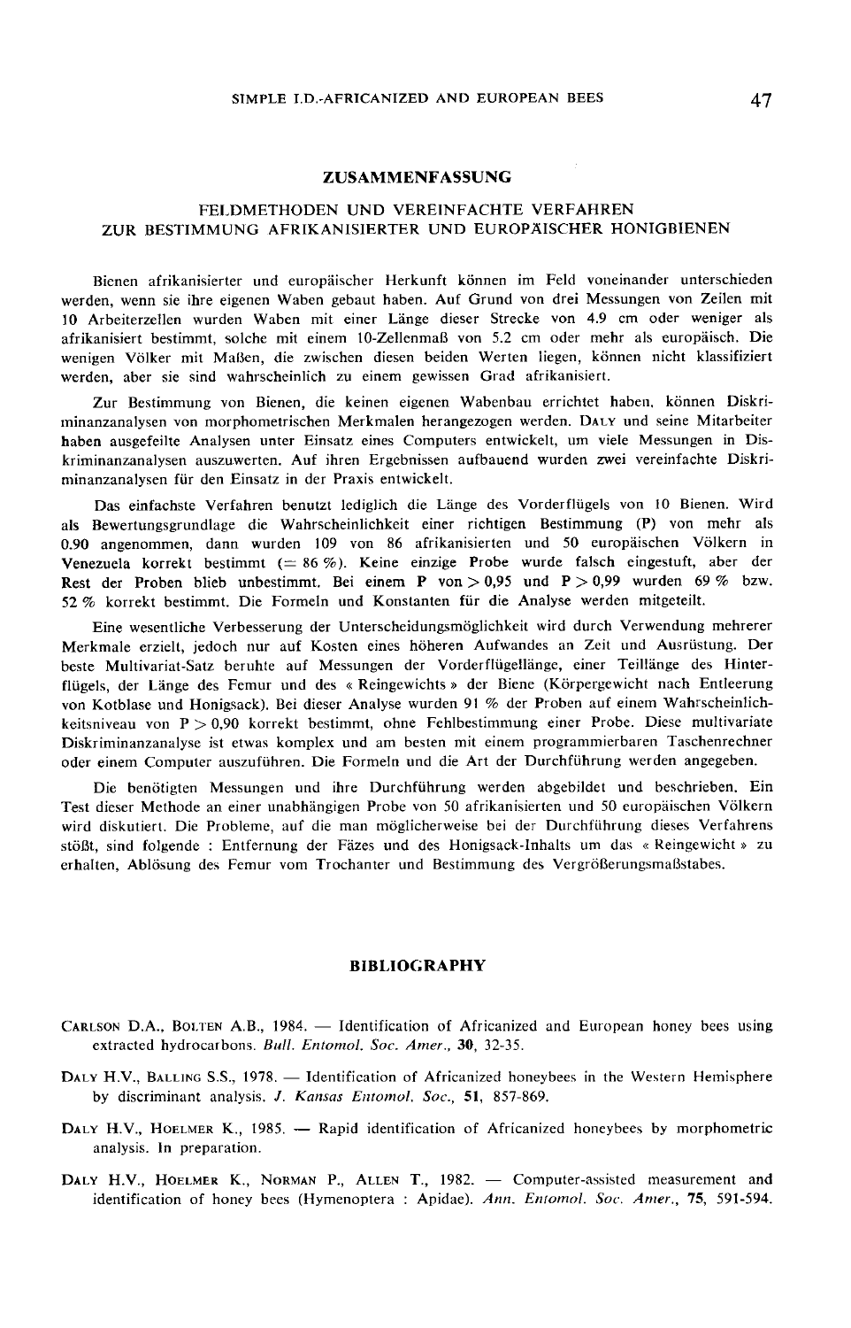## ZUSAMMENFASSUNG

### FELDMETHODEN UND VEREINFACHTE VERFAHREN ZUR BESTIMMUNG AFRIKANISIERTER UND EUROPÄISCHER HONIGBIENEN

Bienen afrikanisierter und europäischer Herkunft können im Feld voneinander unterschieden werden, wenn sie ihre eigenen Waben gebaut haben. Auf Grund von drei Messungen von Zeilen mit 10 Arbeiterzellen wurden Waben mit einer Länge dieser Strecke von 4.9 cm oder weniger als afrikanisiert bestimmt, solche mit einem 10-Zellenmaß von 5.2 cm oder mehr als europäisch. Die wenigen Völker mit Maßen, die zwischen diesen beiden Werten liegen, können nicht klassifiziert werden, aber sie sind wahrscheinlich zu einem gewissen Grad afrikanisiert.

Zur Bestimmung von Bienen, die keinen eigenen Wabenbau errichtet haben, können Diskriminanzanalysen von morphometrischen Merkmalen herangezogen werden. DALY und seine Mitarbeiter haben ausgefeilte Analysen unter Einsatz eines Computers entwickelt, um viele Messungen in Diskriminanzanalysen auszuwerten. Auf ihren Ergebnissen aufbauend wurden zwei vereinfachte Diskriminanzanalysen für den Einsatz in der Praxis entwickelt.

Das einfachste Verfahren benutzt lediglich die Länge des Vorderflügels von 10 Bienen. Wird als Bewertungsgrundlage die Wahrscheinlichkeit einer richtigen Bestimmung (P) von mehr als 0.90 angenommen, dann wurden 109 von 86 afrikanisierten und 50 europäischen Völkern in Venezuela korrekt bestimmt (= 86 %). Keine einzige Probe wurde falsch eingestuft, aber der Rest der Proben blieb unbestimmt. Bei einem P von $> 0{,}95$ und $P > 0{,}99$ wurden 69 % bzw. 52 % korrekt bestimmt. Die Formeln und Konstanten für die Analyse werden mitgeteilt.

Eine wesentliche Verbesserung der Unterscheidungsmöglichkeit wird durch Verwendung mehrerer Merkmale erzielt, jedoch nur auf Kosten eines höheren Aufwandes an Zeit und Ausrüstung. Der beste Multivariat-Satz beruhte auf Messungen der Vorderflügellänge, einer Teillänge des Hinterflügels, der Länge des Femur und des « Reingewichts » der Biene (Körpergewicht nach Entleerung von Kotblase und Honigsack). Bei dieser Analyse wurden 91 % der Proben auf einem Wahrscheinlichkeitsniveau von $P > 0{,}90$ korrekt bestimmt, ohne Fehlbestimmung einer Probe. Diese multivariate Diskriminanzanalyse ist etwas komplex und am besten mit einem programmierbaren Taschenrechner oder einem Computer auszuführen. Die Formeln und die Art der Durchführung werden angegeben.

Die benötigten Messungen und ihre Durchführung werden abgebildet und beschrieben. Ein Test dieser Methode an einer unabhängigen Probe von 50 afrikanisierten und 50 europäischen Völkern wird diskutiert. Die Probleme, auf die man möglicherweise bei der Durchführung dieses Verfahrens stößt, sind folgende : Entfernung der Fäzes und des Honigsack-Inhalts um das « Reingewicht » zu erhalten, Ablösung des Femur vom Trochanter und Bestimmung des Vergrößerungsmaßstabes.

## BIBLIOGRAPHY

CARLSON D.A., BOLTEN A.B., 1984. — Identification of Africanized and European honey bees using extracted hydrocarbons. *Bull. Entomol. Soc. Amer.*, **30**, 32-35.

DALY H.V., BALLING S.S., 1978. — Identification of Africanized honeybees in the Western Hemisphere by discriminant analysis. *J. Kansas Entomol. Soc.*, **51**, 857-869.

DALY H.V., HOELMER K., 1985. — Rapid identification of Africanized honeybees by morphometric analysis. In preparation.

DALY H.V., HOELMER K., NORMAN P., ALLEN T., 1982. — Computer-assisted measurement and identification of honey bees (Hymenoptera : Apidae). *Ann. Entomol. Soc. Amer.*, **75**, 591-594.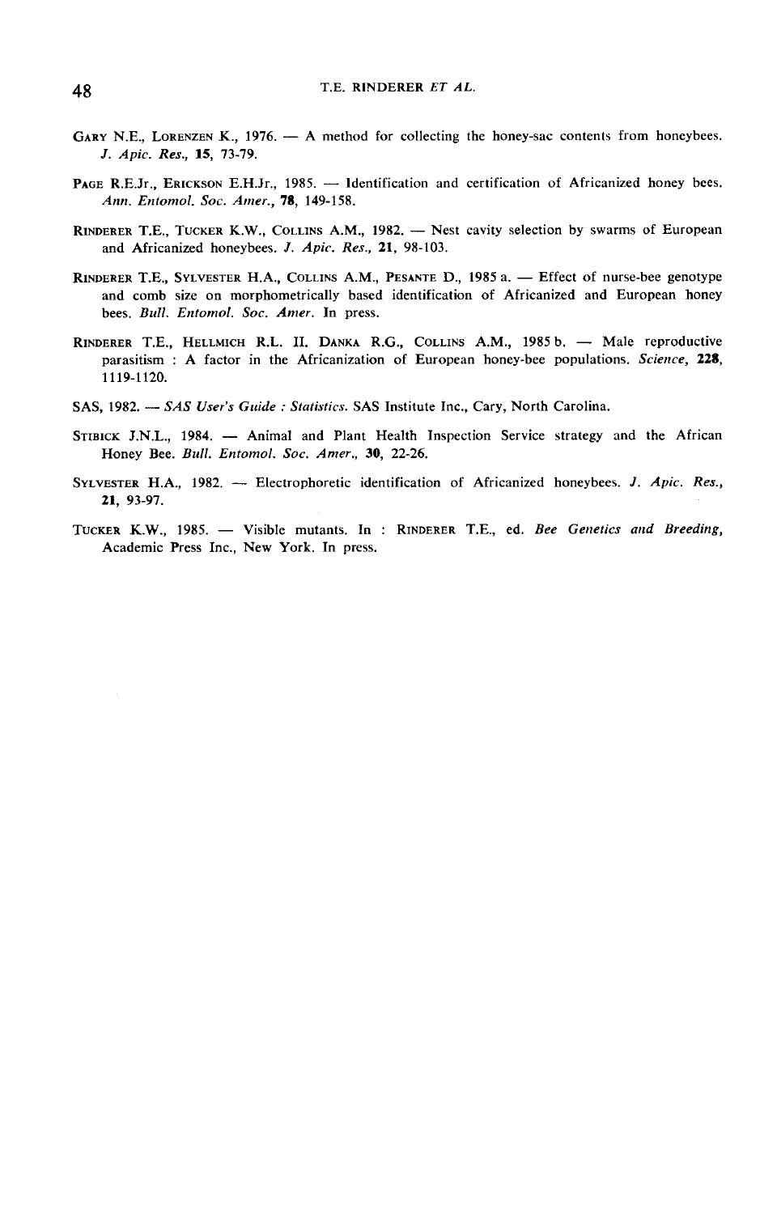GARY N.E., LORENZEN K., 1976. — A method for collecting the honey-sac contents from honeybees. *J. Apic. Res.*, **15**, 73-79.

PAGE R.E.Jr., ERICKSON E.H.Jr., 1985. — Identification and certification of Africanized honey bees. *Ann. Entomol. Soc. Amer.*, **78**, 149-158.

RINDERER T.E., TUCKER K.W., COLLINS A.M., 1982. — Nest cavity selection by swarms of European and Africanized honeybees. *J. Apic. Res.*, **21**, 98-103.

RINDERER T.E., SYLVESTER H.A., COLLINS A.M., PESANTE D., 1985 a. — Effect of nurse-bee genotype and comb size on morphometrically based identification of Africanized and European honey bees. *Bull. Entomol. Soc. Amer.* In press.

RINDERER T.E., HELLMICH R.L. II, DANKA R.G., COLLINS A.M., 1985 b. — Male reproductive parasitism : A factor in the Africanization of European honey-bee populations. *Science*, **228**, 1119-1120.

SAS, 1982. — *SAS User's Guide : Statistics*. SAS Institute Inc., Cary, North Carolina.

STIBICK J.N.L., 1984. — Animal and Plant Health Inspection Service strategy and the African Honey Bee. *Bull. Entomol. Soc. Amer.*, **30**, 22-26.

SYLVESTER H.A., 1982. — Electrophoretic identification of Africanized honeybees. *J. Apic. Res.*, **21**, 93-97.

TUCKER K.W., 1985. — Visible mutants. In : RINDERER T.E., ed. *Bee Genetics and Breeding*, Academic Press Inc., New York. In press.